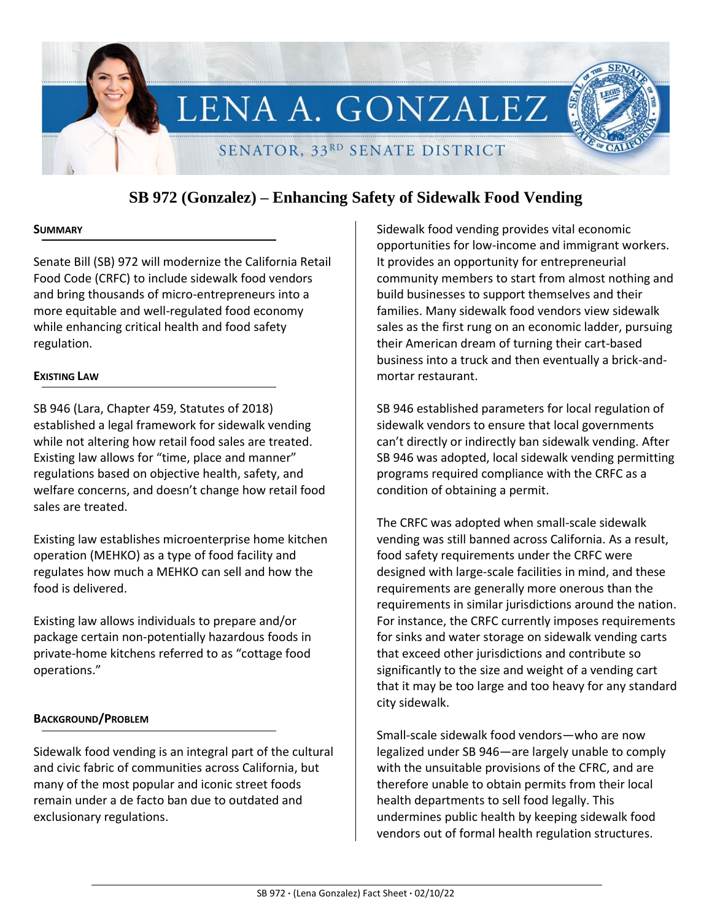# LENA A. GONZALEZ

SENATOR, 33RD SENATE DISTRICT

## SB 972 (Gonzalez) – Enhancing Safety of Sidewalk Food Vending

### Summary

Senate Bill (SB) 972 will modernize the California Retail Food Code (CRFC) to include sidewalk food vendors and bring thousands of micro-entrepreneurs into a more equitable and well-regulated food economy while enhancing critical health and food safety regulation.

### Existing Law

SB 946 (Lara, Chapter 459, Statutes of 2018) established a legal framework for sidewalk vending while not altering how retail food sales are treated. Existing law allows for "time, place and manner" regulations based on objective health, safety, and welfare concerns, and doesn't change how retail food sales are treated.

Existing law establishes microenterprise home kitchen operation (MEHKO) as a type of food facility and regulates how much a MEHKO can sell and how the food is delivered.

Existing law allows individuals to prepare and/or package certain non-potentially hazardous foods in private-home kitchens referred to as "cottage food operations."

### Background/Problem

Sidewalk food vending is an integral part of the cultural and civic fabric of communities across California, but many of the most popular and iconic street foods remain under a de facto ban due to outdated and exclusionary regulations.

Sidewalk food vending provides vital economic opportunities for low-income and immigrant workers. It provides an opportunity for entrepreneurial community members to start from almost nothing and build businesses to support themselves and their families. Many sidewalk food vendors view sidewalk sales as the first rung on an economic ladder, pursuing their American dream of turning their cart-based business into a truck and then eventually a brick-and-mortar restaurant.

SB 946 established parameters for local regulation of sidewalk vendors to ensure that local governments can't directly or indirectly ban sidewalk vending. After SB 946 was adopted, local sidewalk vending permitting programs required compliance with the CRFC as a condition of obtaining a permit.

The CRFC was adopted when small-scale sidewalk vending was still banned across California. As a result, food safety requirements under the CRFC were designed with large-scale facilities in mind, and these requirements are generally more onerous than the requirements in similar jurisdictions around the nation. For instance, the CRFC currently imposes requirements for sinks and water storage on sidewalk vending carts that exceed other jurisdictions and contribute so significantly to the size and weight of a vending cart that it may be too large and too heavy for any standard city sidewalk.

Small-scale sidewalk food vendors—who are now legalized under SB 946—are largely unable to comply with the unsuitable provisions of the CRFC, and are therefore unable to obtain permits from their local health departments to sell food legally. This undermines public health by keeping sidewalk food vendors out of formal health regulation structures.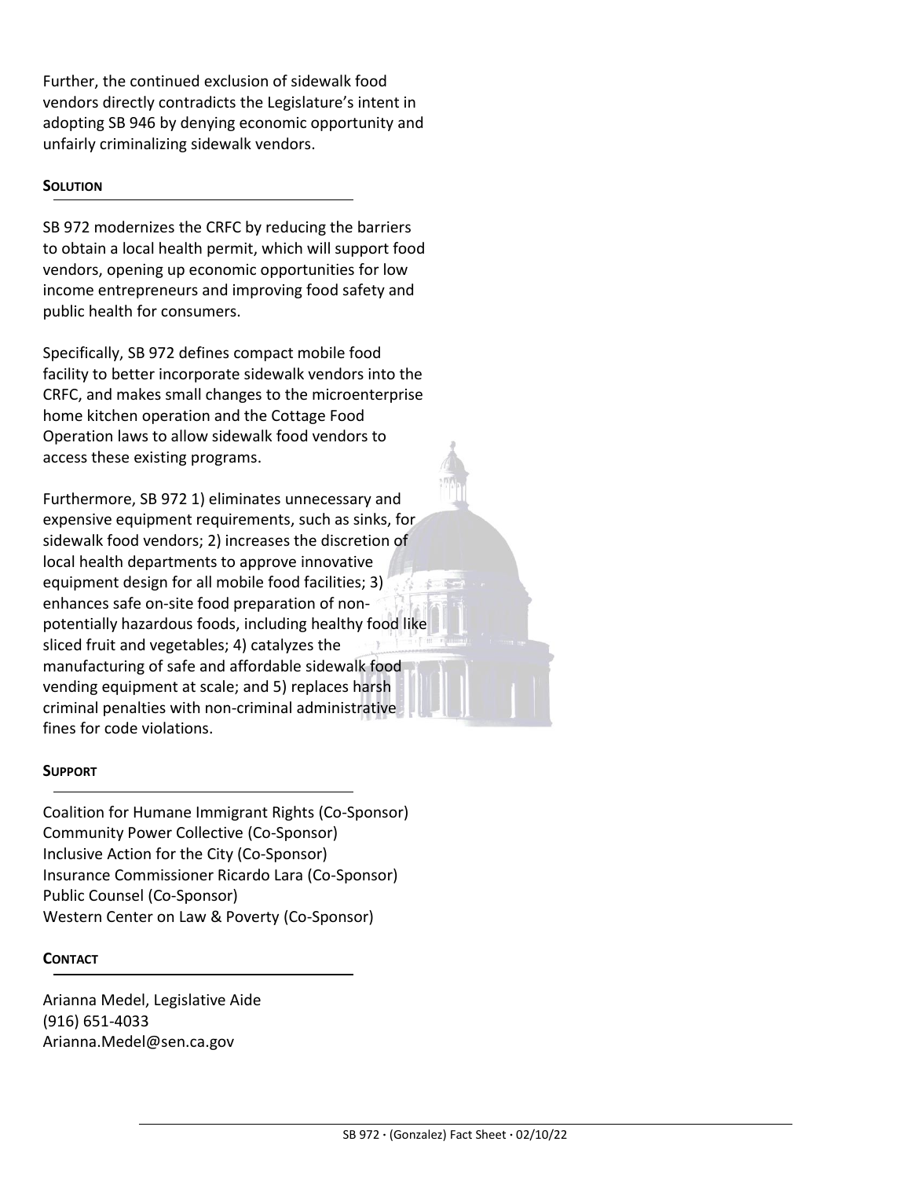Further, the continued exclusion of sidewalk food vendors directly contradicts the Legislature's intent in adopting SB 946 by denying economic opportunity and unfairly criminalizing sidewalk vendors.

## Solution

SB 972 modernizes the CRFC by reducing the barriers to obtain a local health permit, which will support food vendors, opening up economic opportunities for low income entrepreneurs and improving food safety and public health for consumers.

Specifically, SB 972 defines compact mobile food facility to better incorporate sidewalk vendors into the CRFC, and makes small changes to the microenterprise home kitchen operation and the Cottage Food Operation laws to allow sidewalk food vendors to access these existing programs.

Furthermore, SB 972 1) eliminates unnecessary and expensive equipment requirements, such as sinks, for sidewalk food vendors; 2) increases the discretion of local health departments to approve innovative equipment design for all mobile food facilities; 3) enhances safe on-site food preparation of non-potentially hazardous foods, including healthy food like sliced fruit and vegetables; 4) catalyzes the manufacturing of safe and affordable sidewalk food vending equipment at scale; and 5) replaces harsh criminal penalties with non-criminal administrative fines for code violations.

## Support

Coalition for Humane Immigrant Rights (Co-Sponsor)
Community Power Collective (Co-Sponsor)
Inclusive Action for the City (Co-Sponsor)
Insurance Commissioner Ricardo Lara (Co-Sponsor)
Public Counsel (Co-Sponsor)
Western Center on Law & Poverty (Co-Sponsor)

## Contact

Arianna Medel, Legislative Aide
(916) 651-4033
Arianna.Medel@sen.ca.gov